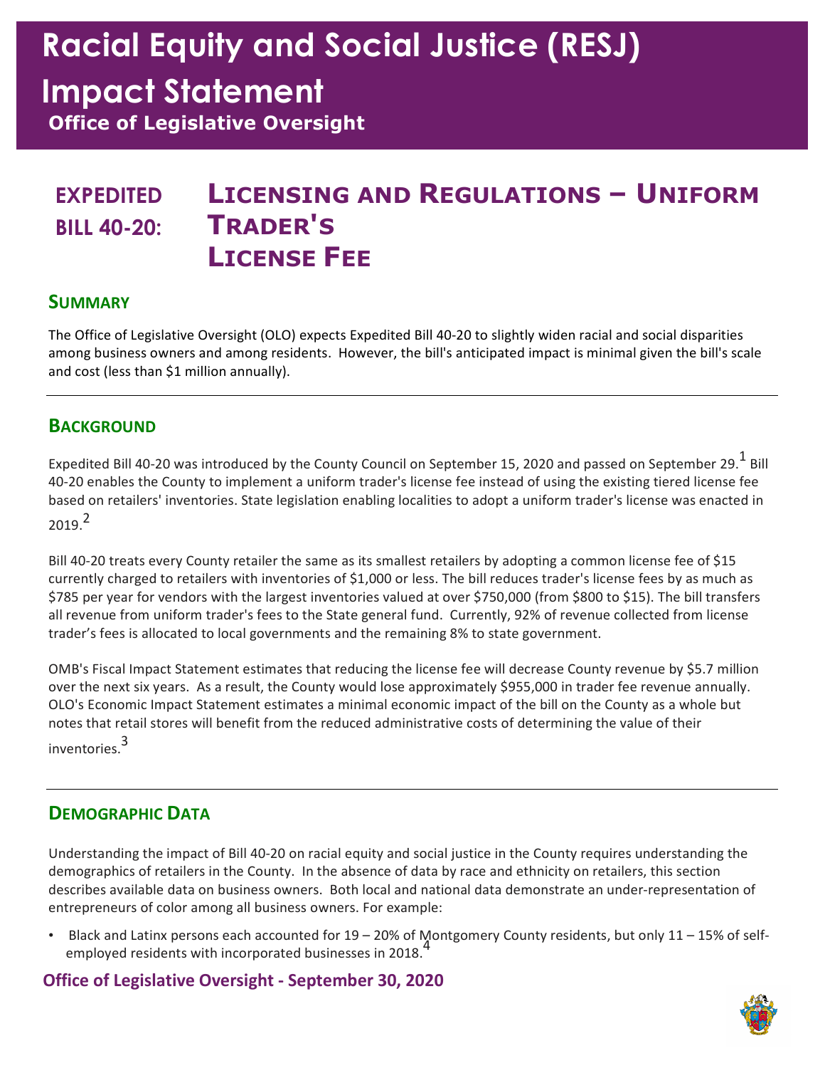# Racial Equity and Social Justice (RESJ) Impact Statement

**Office of Legislative Oversight**

## EXPEDITED BILL 40-20: LICENSING AND REGULATIONS – UNIFORM TRADER'S LICENSE FEE

### SUMMARY

The Office of Legislative Oversight (OLO) expects Expedited Bill 40-20 to slightly widen racial and social disparities among business owners and among residents. However, the bill's anticipated impact is minimal given the bill's scale and cost (less than $1 million annually).

### BACKGROUND

Expedited Bill 40-20 was introduced by the County Council on September 15, 2020 and passed on September 29.[1] Bill 40-20 enables the County to implement a uniform trader's license fee instead of using the existing tiered license fee based on retailers' inventories. State legislation enabling localities to adopt a uniform trader's license was enacted in 2019.[2]

Bill 40-20 treats every County retailer the same as its smallest retailers by adopting a common license fee of $15 currently charged to retailers with inventories of $1,000 or less. The bill reduces trader's license fees by as much as $785 per year for vendors with the largest inventories valued at over $750,000 (from $800 to $15). The bill transfers all revenue from uniform trader's fees to the State general fund. Currently, 92% of revenue collected from license trader's fees is allocated to local governments and the remaining 8% to state government.

OMB's Fiscal Impact Statement estimates that reducing the license fee will decrease County revenue by $5.7 million over the next six years. As a result, the County would lose approximately $955,000 in trader fee revenue annually. OLO's Economic Impact Statement estimates a minimal economic impact of the bill on the County as a whole but notes that retail stores will benefit from the reduced administrative costs of determining the value of their inventories.[3]

### DEMOGRAPHIC DATA

Understanding the impact of Bill 40-20 on racial equity and social justice in the County requires understanding the demographics of retailers in the County. In the absence of data by race and ethnicity on retailers, this section describes available data on business owners. Both local and national data demonstrate an under-representation of entrepreneurs of color among all business owners. For example:

- Black and Latinx persons each accounted for 19 – 20% of Montgomery County residents, but only 11 – 15% of self-employed residents with incorporated businesses in 2018.[4]

**Office of Legislative Oversight - September 30, 2020**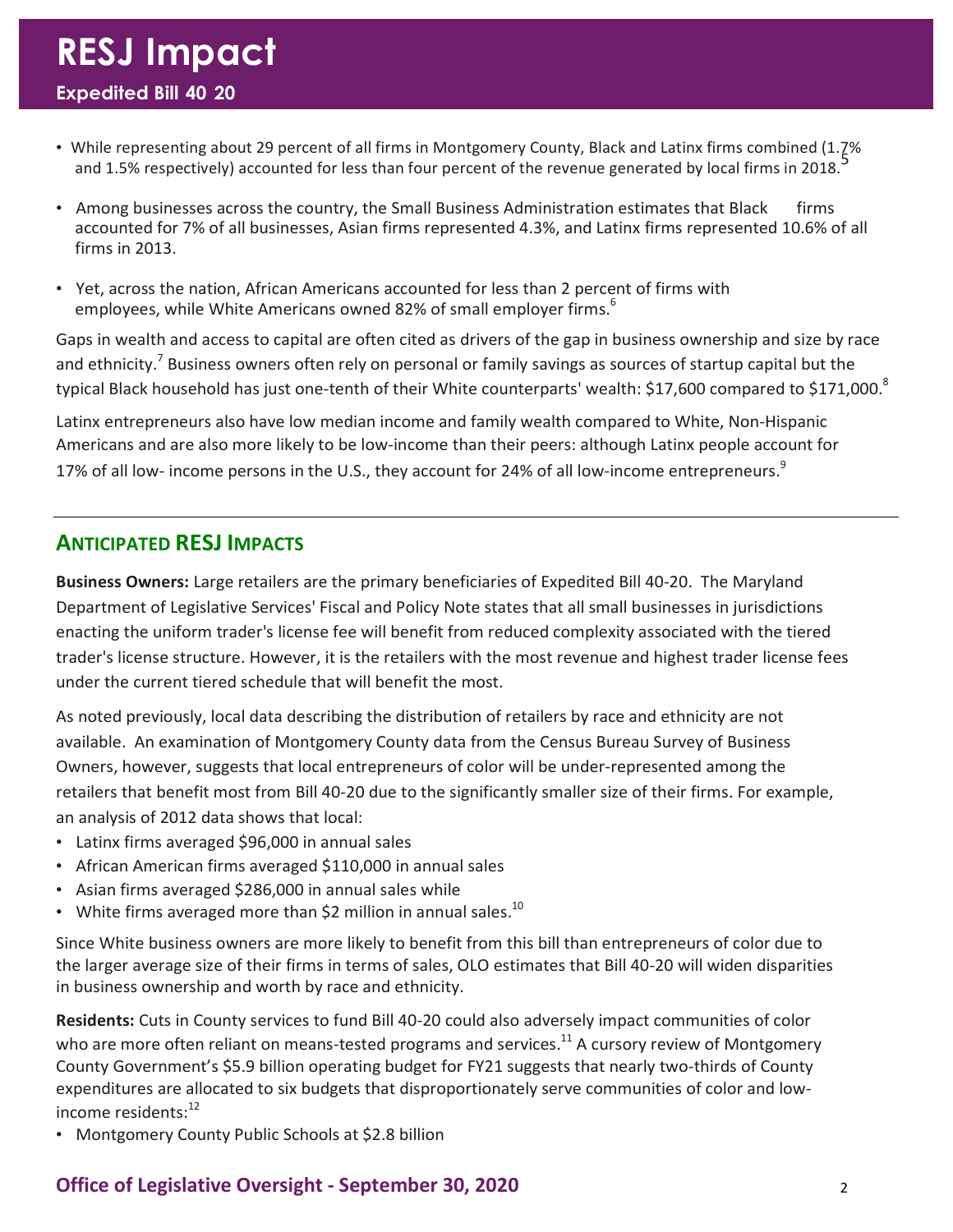# RESJ Impact

**Expedited Bill 40 20**

- While representing about 29 percent of all firms in Montgomery County, Black and Latinx firms combined (1.7% and 1.5% respectively) accounted for less than four percent of the revenue generated by local firms in 2018.[5]
- Among businesses across the country, the Small Business Administration estimates that Black firms accounted for 7% of all businesses, Asian firms represented 4.3%, and Latinx firms represented 10.6% of all firms in 2013.
- Yet, across the nation, African Americans accounted for less than 2 percent of firms with employees, while White Americans owned 82% of small employer firms.[6]

Gaps in wealth and access to capital are often cited as drivers of the gap in business ownership and size by race and ethnicity.[7] Business owners often rely on personal or family savings as sources of startup capital but the typical Black household has just one-tenth of their White counterparts' wealth: $17,600 compared to $171,000.[8]

Latinx entrepreneurs also have low median income and family wealth compared to White, Non-Hispanic Americans and are also more likely to be low-income than their peers: although Latinx people account for 17% of all low- income persons in the U.S., they account for 24% of all low-income entrepreneurs.[9]

## Anticipated RESJ Impacts

**Business Owners:** Large retailers are the primary beneficiaries of Expedited Bill 40-20. The Maryland Department of Legislative Services' Fiscal and Policy Note states that all small businesses in jurisdictions enacting the uniform trader's license fee will benefit from reduced complexity associated with the tiered trader's license structure. However, it is the retailers with the most revenue and highest trader license fees under the current tiered schedule that will benefit the most.

As noted previously, local data describing the distribution of retailers by race and ethnicity are not available. An examination of Montgomery County data from the Census Bureau Survey of Business Owners, however, suggests that local entrepreneurs of color will be under-represented among the retailers that benefit most from Bill 40-20 due to the significantly smaller size of their firms. For example, an analysis of 2012 data shows that local:

- Latinx firms averaged $96,000 in annual sales
- African American firms averaged $110,000 in annual sales
- Asian firms averaged $286,000 in annual sales while
- White firms averaged more than $2 million in annual sales.[10]

Since White business owners are more likely to benefit from this bill than entrepreneurs of color due to the larger average size of their firms in terms of sales, OLO estimates that Bill 40-20 will widen disparities in business ownership and worth by race and ethnicity.

**Residents:** Cuts in County services to fund Bill 40-20 could also adversely impact communities of color who are more often reliant on means-tested programs and services.[11] A cursory review of Montgomery County Government's $5.9 billion operating budget for FY21 suggests that nearly two-thirds of County expenditures are allocated to six budgets that disproportionately serve communities of color and low-income residents:[12]

- Montgomery County Public Schools at $2.8 billion

**Office of Legislative Oversight - September 30, 2020**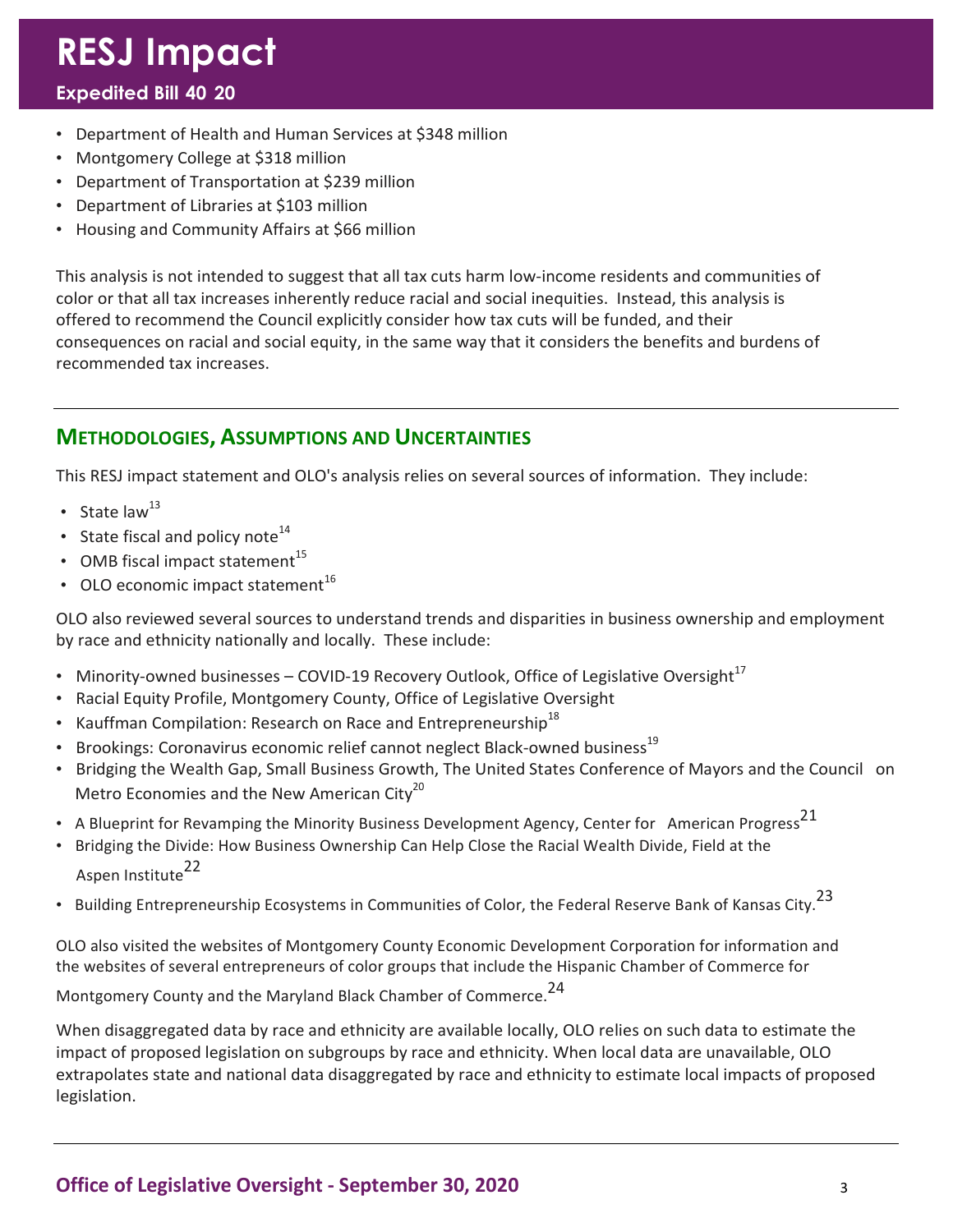- Department of Health and Human Services at $348 million
- Montgomery College at $318 million
- Department of Transportation at $239 million
- Department of Libraries at $103 million
- Housing and Community Affairs at $66 million

This analysis is not intended to suggest that all tax cuts harm low-income residents and communities of color or that all tax increases inherently reduce racial and social inequities. Instead, this analysis is offered to recommend the Council explicitly consider how tax cuts will be funded, and their consequences on racial and social equity, in the same way that it considers the benefits and burdens of recommended tax increases.

## METHODOLOGIES, ASSUMPTIONS AND UNCERTAINTIES

This RESJ impact statement and OLO's analysis relies on several sources of information. They include:

- State law[13]
- State fiscal and policy note[14]
- OMB fiscal impact statement[15]
- OLO economic impact statement[16]

OLO also reviewed several sources to understand trends and disparities in business ownership and employment by race and ethnicity nationally and locally. These include:

- Minority-owned businesses – COVID-19 Recovery Outlook, Office of Legislative Oversight[17]
- Racial Equity Profile, Montgomery County, Office of Legislative Oversight
- Kauffman Compilation: Research on Race and Entrepreneurship[18]
- Brookings: Coronavirus economic relief cannot neglect Black-owned business[19]
- Bridging the Wealth Gap, Small Business Growth, The United States Conference of Mayors and the Council on Metro Economies and the New American City[20]
- A Blueprint for Revamping the Minority Business Development Agency, Center for American Progress[21]
- Bridging the Divide: How Business Ownership Can Help Close the Racial Wealth Divide, Field at the Aspen Institute[22]
- Building Entrepreneurship Ecosystems in Communities of Color, the Federal Reserve Bank of Kansas City.[23]

OLO also visited the websites of Montgomery County Economic Development Corporation for information and the websites of several entrepreneurs of color groups that include the Hispanic Chamber of Commerce for Montgomery County and the Maryland Black Chamber of Commerce.[24]

When disaggregated data by race and ethnicity are available locally, OLO relies on such data to estimate the impact of proposed legislation on subgroups by race and ethnicity. When local data are unavailable, OLO extrapolates state and national data disaggregated by race and ethnicity to estimate local impacts of proposed legislation.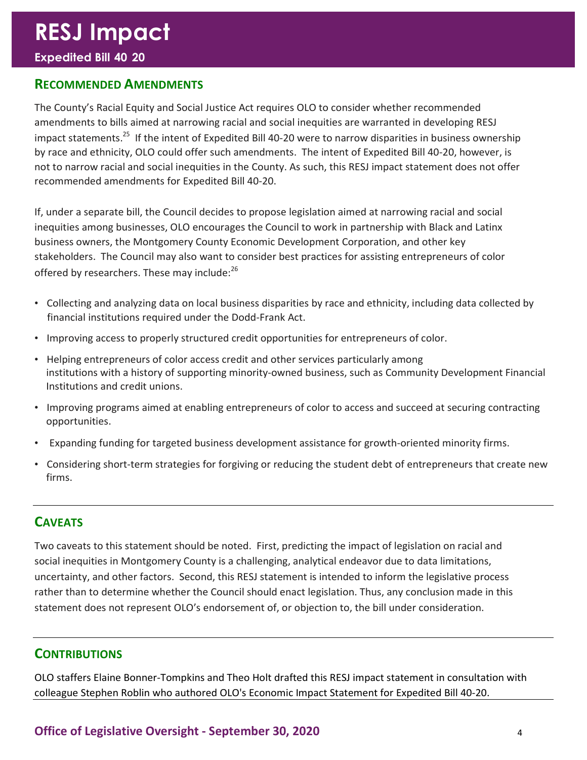# RESJ Impact

**Expedited Bill 40 20**

## Recommended Amendments

The County's Racial Equity and Social Justice Act requires OLO to consider whether recommended amendments to bills aimed at narrowing racial and social inequities are warranted in developing RESJ impact statements.[25] If the intent of Expedited Bill 40-20 were to narrow disparities in business ownership by race and ethnicity, OLO could offer such amendments. The intent of Expedited Bill 40-20, however, is not to narrow racial and social inequities in the County. As such, this RESJ impact statement does not offer recommended amendments for Expedited Bill 40-20.

If, under a separate bill, the Council decides to propose legislation aimed at narrowing racial and social inequities among businesses, OLO encourages the Council to work in partnership with Black and Latinx business owners, the Montgomery County Economic Development Corporation, and other key stakeholders. The Council may also want to consider best practices for assisting entrepreneurs of color offered by researchers. These may include:[26]

- Collecting and analyzing data on local business disparities by race and ethnicity, including data collected by financial institutions required under the Dodd-Frank Act.
- Improving access to properly structured credit opportunities for entrepreneurs of color.
- Helping entrepreneurs of color access credit and other services particularly among institutions with a history of supporting minority-owned business, such as Community Development Financial Institutions and credit unions.
- Improving programs aimed at enabling entrepreneurs of color to access and succeed at securing contracting opportunities.
- Expanding funding for targeted business development assistance for growth-oriented minority firms.
- Considering short-term strategies for forgiving or reducing the student debt of entrepreneurs that create new firms.

## Caveats

Two caveats to this statement should be noted. First, predicting the impact of legislation on racial and social inequities in Montgomery County is a challenging, analytical endeavor due to data limitations, uncertainty, and other factors. Second, this RESJ statement is intended to inform the legislative process rather than to determine whether the Council should enact legislation. Thus, any conclusion made in this statement does not represent OLO's endorsement of, or objection to, the bill under consideration.

## Contributions

OLO staffers Elaine Bonner-Tompkins and Theo Holt drafted this RESJ impact statement in consultation with colleague Stephen Roblin who authored OLO's Economic Impact Statement for Expedited Bill 40-20.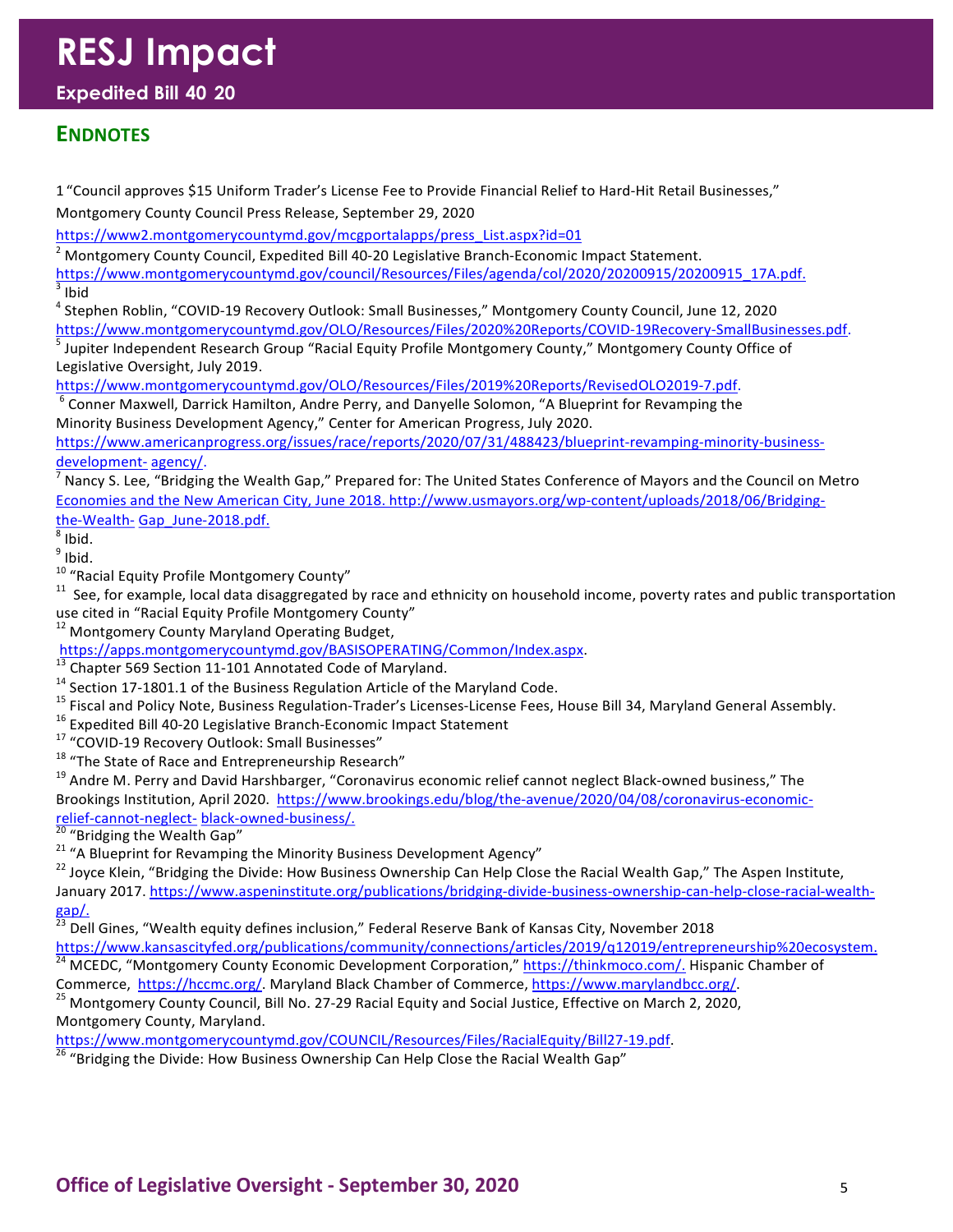# RESJ Impact

**Expedited Bill 40 20**

## ENDNOTES

1 "Council approves $15 Uniform Trader's License Fee to Provide Financial Relief to Hard-Hit Retail Businesses," Montgomery County Council Press Release, September 29, 2020 https://www2.montgomerycountymd.gov/mcgportalapps/press_List.aspx?id=01

[2] Montgomery County Council, Expedited Bill 40-20 Legislative Branch-Economic Impact Statement. https://www.montgomerycountymd.gov/council/Resources/Files/agenda/col/2020/20200915/20200915_17A.pdf.

[3] Ibid

[4] Stephen Roblin, "COVID-19 Recovery Outlook: Small Businesses," Montgomery County Council, June 12, 2020 https://www.montgomerycountymd.gov/OLO/Resources/Files/2020%20Reports/COVID-19Recovery-SmallBusinesses.pdf.

[5] Jupiter Independent Research Group "Racial Equity Profile Montgomery County," Montgomery County Office of Legislative Oversight, July 2019. https://www.montgomerycountymd.gov/OLO/Resources/Files/2019%20Reports/RevisedOLO2019-7.pdf.

[6] Conner Maxwell, Darrick Hamilton, Andre Perry, and Danyelle Solomon, "A Blueprint for Revamping the Minority Business Development Agency," Center for American Progress, July 2020. https://www.americanprogress.org/issues/race/reports/2020/07/31/488423/blueprint-revamping-minority-business-development- agency/.

[7] Nancy S. Lee, "Bridging the Wealth Gap," Prepared for: The United States Conference of Mayors and the Council on Metro Economies and the New American City, June 2018. http://www.usmayors.org/wp-content/uploads/2018/06/Bridging-the-Wealth- Gap_June-2018.pdf.

[8] Ibid.

[9] Ibid.

[10] "Racial Equity Profile Montgomery County"

[11] See, for example, local data disaggregated by race and ethnicity on household income, poverty rates and public transportation use cited in "Racial Equity Profile Montgomery County"

[12] Montgomery County Maryland Operating Budget, https://apps.montgomerycountymd.gov/BASISOPERATING/Common/Index.aspx.

[13] Chapter 569 Section 11-101 Annotated Code of Maryland.

[14] Section 17-1801.1 of the Business Regulation Article of the Maryland Code.

[15] Fiscal and Policy Note, Business Regulation-Trader's Licenses-License Fees, House Bill 34, Maryland General Assembly.

[16] Expedited Bill 40-20 Legislative Branch-Economic Impact Statement

[17] "COVID-19 Recovery Outlook: Small Businesses"

[18] "The State of Race and Entrepreneurship Research"

[19] Andre M. Perry and David Harshbarger, "Coronavirus economic relief cannot neglect Black-owned business," The Brookings Institution, April 2020. https://www.brookings.edu/blog/the-avenue/2020/04/08/coronavirus-economic-relief-cannot-neglect- black-owned-business/.

[20] "Bridging the Wealth Gap"

[21] "A Blueprint for Revamping the Minority Business Development Agency"

[22] Joyce Klein, "Bridging the Divide: How Business Ownership Can Help Close the Racial Wealth Gap," The Aspen Institute, January 2017. https://www.aspeninstitute.org/publications/bridging-divide-business-ownership-can-help-close-racial-wealth-gap/.

[23] Dell Gines, "Wealth equity defines inclusion," Federal Reserve Bank of Kansas City, November 2018 https://www.kansascityfed.org/publications/community/connections/articles/2019/q12019/entrepreneurship%20ecosystem.

[24] MCEDC, "Montgomery County Economic Development Corporation," https://thinkmoco.com/. Hispanic Chamber of Commerce, https://hccmc.org/. Maryland Black Chamber of Commerce, https://www.marylandbcc.org/.

[25] Montgomery County Council, Bill No. 27-29 Racial Equity and Social Justice, Effective on March 2, 2020, Montgomery County, Maryland. https://www.montgomerycountymd.gov/COUNCIL/Resources/Files/RacialEquity/Bill27-19.pdf.

[26] "Bridging the Divide: How Business Ownership Can Help Close the Racial Wealth Gap"

**Office of Legislative Oversight - September 30, 2020**